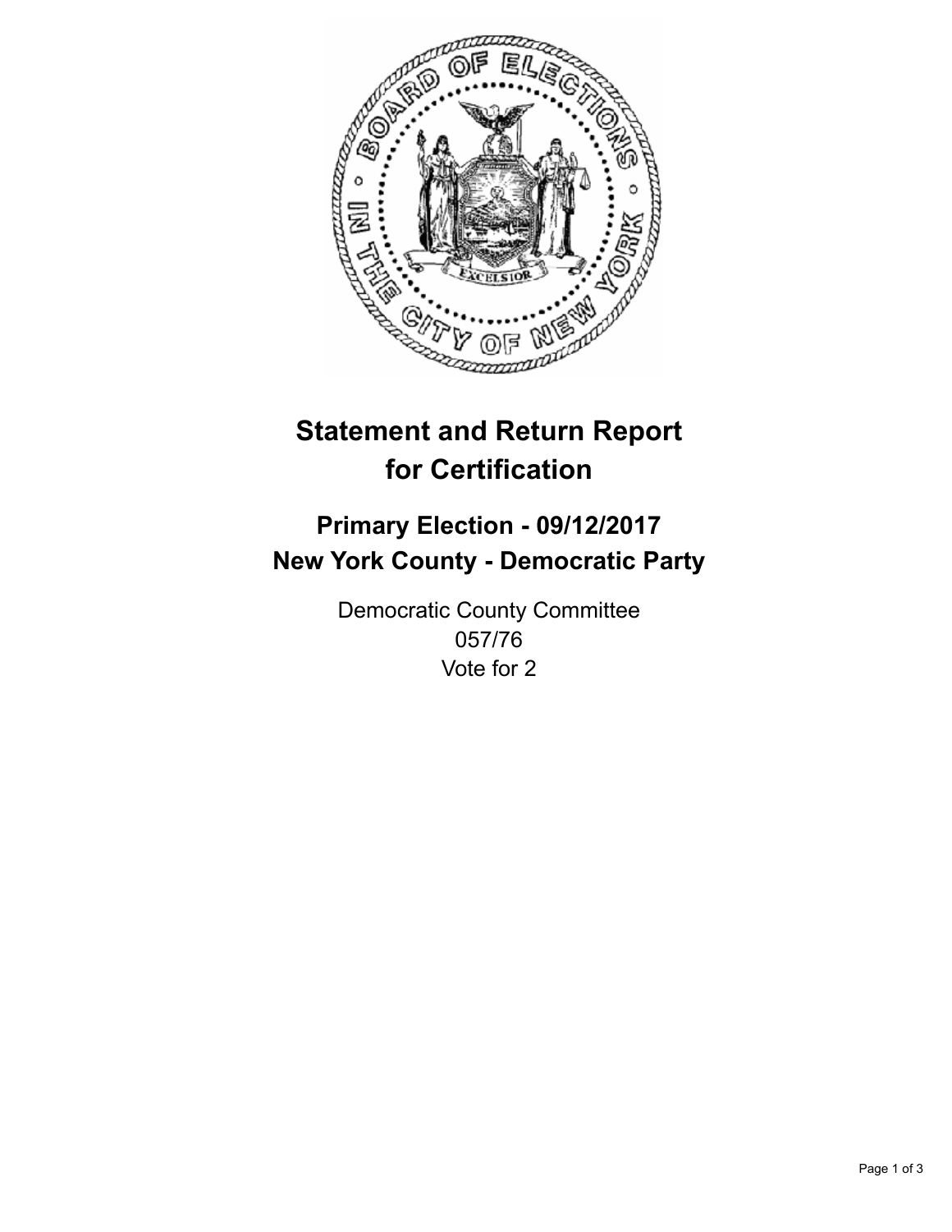# Statement and Return Report for Certification

## Primary Election - 09/12/2017
## New York County - Democratic Party

Democratic County Committee
057/76
Vote for 2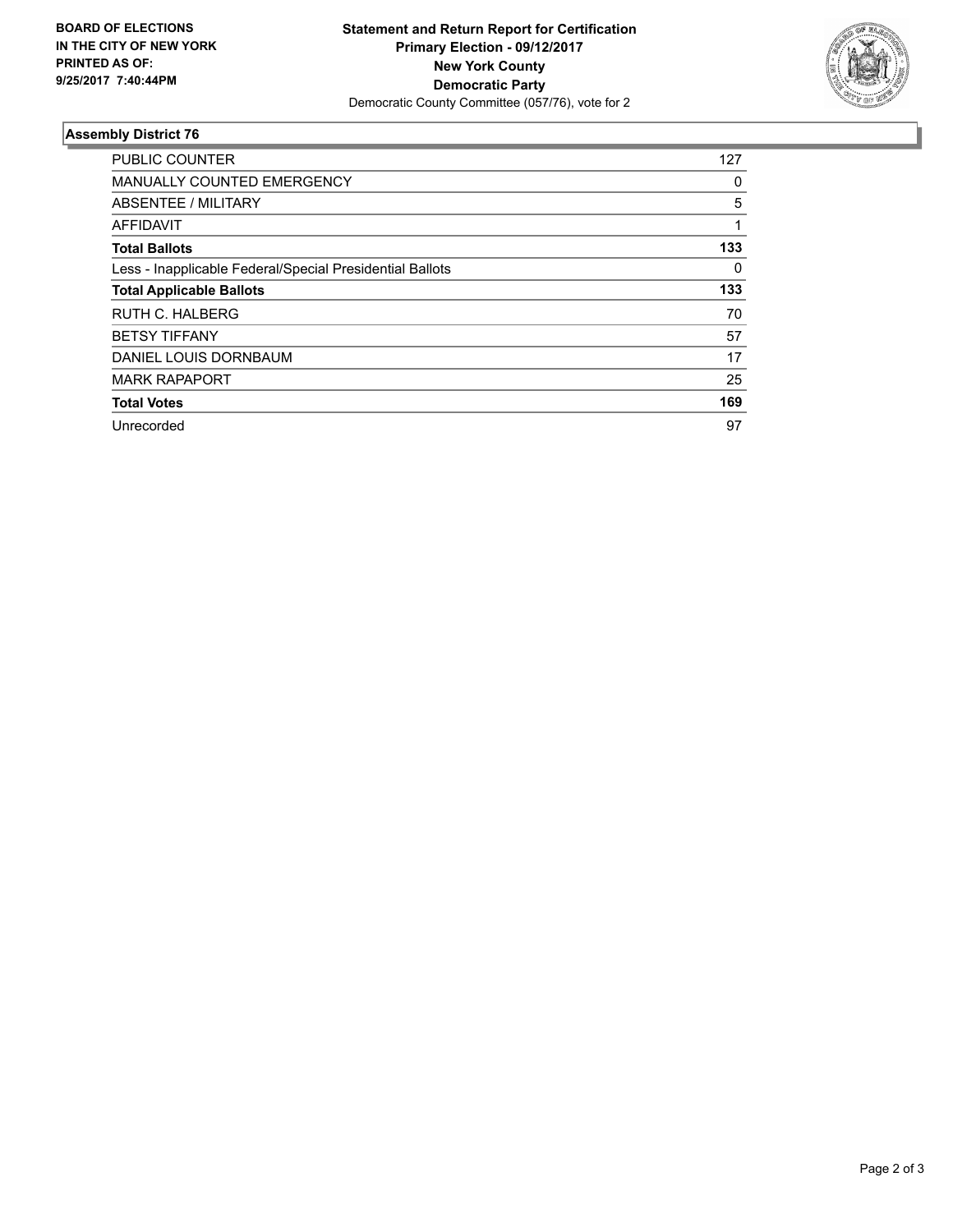**BOARD OF ELECTIONS IN THE CITY OF NEW YORK PRINTED AS OF: 9/25/2017 7:40:44PM**

**Statement and Return Report for Certification**
**Primary Election - 09/12/2017**
**New York County**
**Democratic Party**
Democratic County Committee (057/76), vote for 2

### Assembly District 76

| | |
|---|---|
| PUBLIC COUNTER | 127 |
| MANUALLY COUNTED EMERGENCY | 0 |
| ABSENTEE / MILITARY | 5 |
| AFFIDAVIT | 1 |
| **Total Ballots** | **133** |
| Less - Inapplicable Federal/Special Presidential Ballots | 0 |
| **Total Applicable Ballots** | **133** |
| RUTH C. HALBERG | 70 |
| BETSY TIFFANY | 57 |
| DANIEL LOUIS DORNBAUM | 17 |
| MARK RAPAPORT | 25 |
| **Total Votes** | **169** |
| Unrecorded | 97 |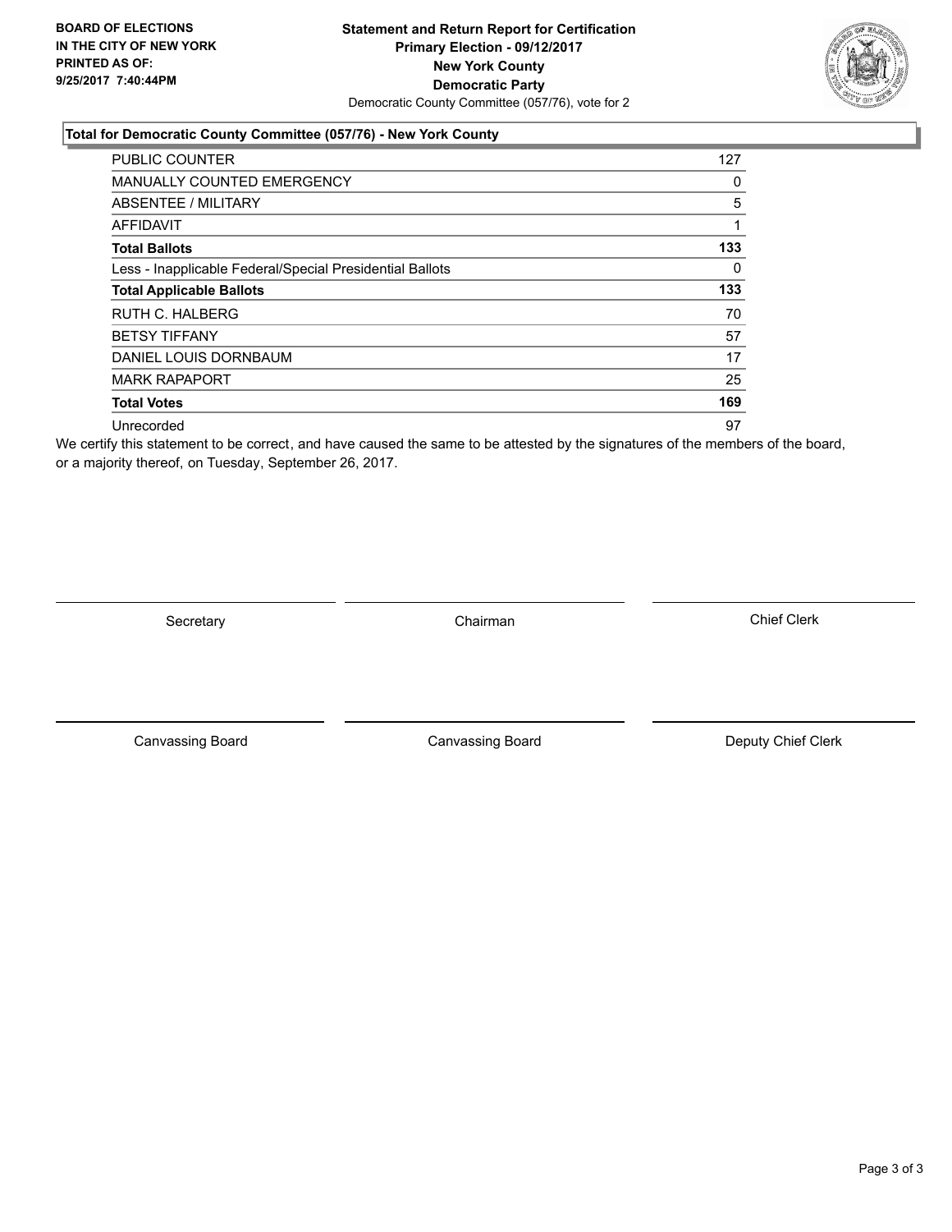**BOARD OF ELECTIONS**
**IN THE CITY OF NEW YORK**
**PRINTED AS OF:**
**9/25/2017 7:40:44PM**

**Statement and Return Report for Certification**
**Primary Election - 09/12/2017**
**New York County**
**Democratic Party**
Democratic County Committee (057/76), vote for 2

### Total for Democratic County Committee (057/76) - New York County

| | |
|---|---|
| PUBLIC COUNTER | 127 |
| MANUALLY COUNTED EMERGENCY | 0 |
| ABSENTEE / MILITARY | 5 |
| AFFIDAVIT | 1 |
| **Total Ballots** | **133** |
| Less - Inapplicable Federal/Special Presidential Ballots | 0 |
| **Total Applicable Ballots** | **133** |
| RUTH C. HALBERG | 70 |
| BETSY TIFFANY | 57 |
| DANIEL LOUIS DORNBAUM | 17 |
| MARK RAPAPORT | 25 |
| **Total Votes** | **169** |
| Unrecorded | 97 |

We certify this statement to be correct, and have caused the same to be attested by the signatures of the members of the board, or a majority thereof, on Tuesday, September 26, 2017.

Secretary

Chairman

Chief Clerk

Canvassing Board

Canvassing Board

Deputy Chief Clerk